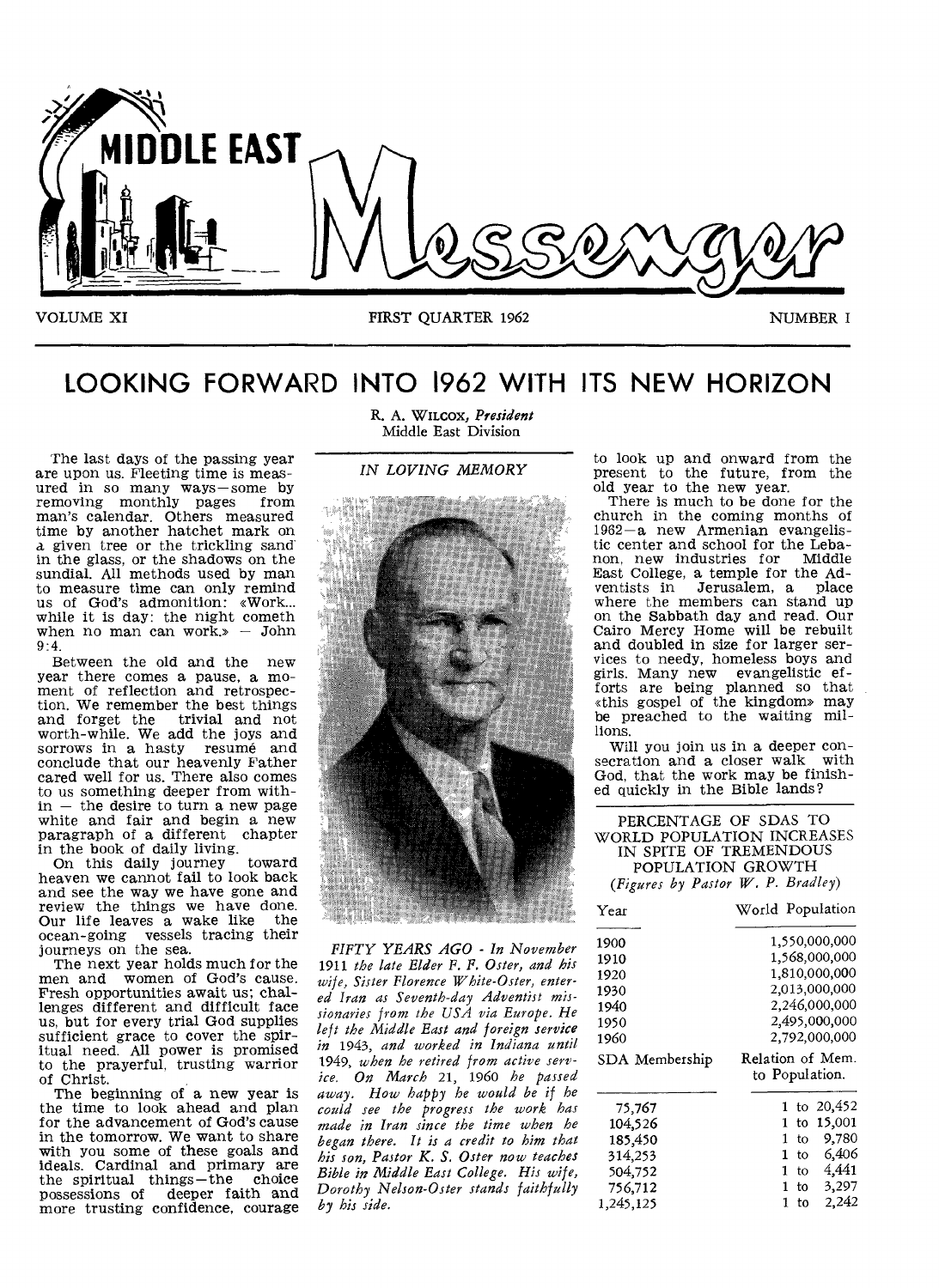# MIDDLE EAST Messenger

VOLUME XI FIRST QUARTER 1962 NUMBER I

## LOOKING FORWARD INTO 1962 WITH ITS NEW HORIZON

R. A. WILCOX, *President*
Middle East Division

The last days of the passing year are upon us. Fleeting time is measured in so many ways—some by removing monthly pages from man's calendar. Others measured time by another hatchet mark on a given tree or the trickling sand in the glass, or the shadows on the sundial. All methods used by man to measure time can only remind us of God's admonition: «Work... while it is day: the night cometh when no man can work.» — John 9:4.

Between the old and the new year there comes a pause, a moment of reflection and retrospection. We remember the best things and forget the trivial and not worth-while. We add the joys and sorrows in a hasty resumé and conclude that our heavenly Father cared well for us. There also comes to us something deeper from within — the desire to turn a new page white and fair and begin a new paragraph of a different chapter in the book of daily living.

On this daily journey toward heaven we cannot fail to look back and see the way we have gone and review the things we have done. Our life leaves a wake like the ocean-going vessels tracing their journeys on the sea.

The next year holds much for the men and women of God's cause. Fresh opportunities await us; challenges different and difficult face us, but for every trial God supplies sufficient grace to cover the spiritual need. All power is promised to the prayerful, trusting warrior of Christ.

The beginning of a new year is the time to look ahead and plan for the advancement of God's cause in the tomorrow. We want to share with you some of these goals and ideals. Cardinal and primary are the spiritual things—the choice possessions of deeper faith and more trusting confidence, courage to look up and onward from the present to the future, from the old year to the new year.

There is much to be done for the church in the coming months of 1962—a new Armenian evangelistic center and school for the Lebanon, new industries for Middle East College, a temple for the Adventists in Jerusalem, a place where the members can stand up on the Sabbath day and read. Our Cairo Mercy Home will be rebuilt and doubled in size for larger services to needy, homeless boys and girls. Many new evangelistic efforts are being planned so that «this gospel of the kingdom» may be preached to the waiting millions.

Will you join us in a deeper consecration and a closer walk with God, that the work may be finished quickly in the Bible lands?

### IN LOVING MEMORY

*FIFTY YEARS AGO - In November 1911 the late Elder F. F. Oster, and his wife, Sister Florence White-Oster, entered Iran as Seventh-day Adventist missionaries from the USA via Europe. He left the Middle East and foreign service in 1943, and worked in Indiana until 1949, when he retired from active service. On March 21, 1960 he passed away. How happy he would be if he could see the progress the work has made in Iran since the time when he began there. It is a credit to him that his son, Pastor K. S. Oster now teaches Bible in Middle East College. His wife, Dorothy Nelson-Oster stands faithfully by his side.*

### PERCENTAGE OF SDAS TO WORLD POPULATION INCREASES IN SPITE OF TREMENDOUS POPULATION GROWTH

*(Figures by Pastor W. P. Bradley)*

| Year | World Population | SDA Membership | Relation of Mem. to Population. |
|---|---|---|---|
| 1900 | 1,550,000,000 | 75,767 | 1 to 20,452 |
| 1910 | 1,568,000,000 | 104,526 | 1 to 15,001 |
| 1920 | 1,810,000,000 | 185,450 | 1 to 9,780 |
| 1930 | 2,013,000,000 | 314,253 | 1 to 6,406 |
| 1940 | 2,246,000,000 | 504,752 | 1 to 4,441 |
| 1950 | 2,495,000,000 | 756,712 | 1 to 3,297 |
| 1960 | 2,792,000,000 | 1,245,125 | 1 to 2,242 |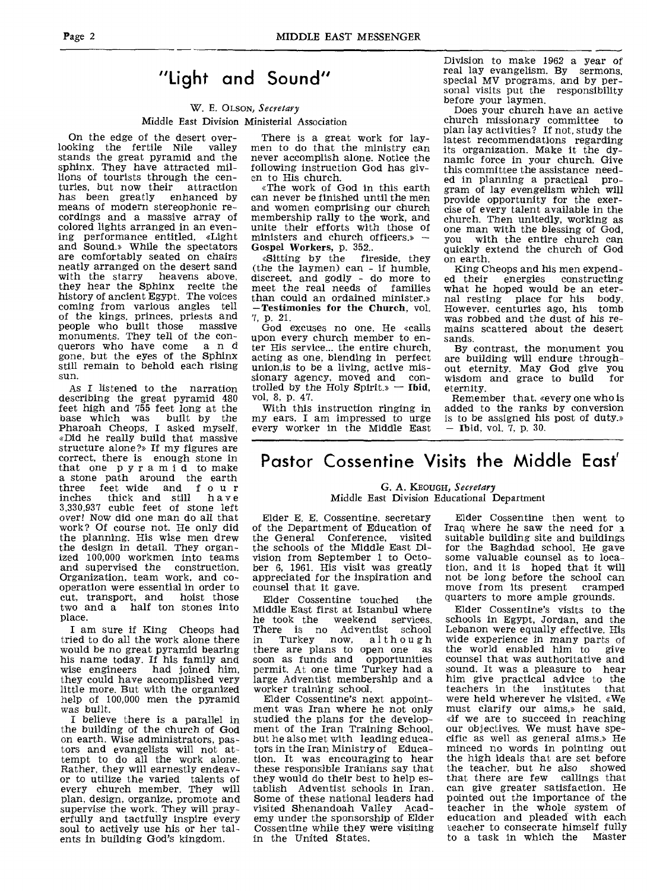# "Light and Sound"

W. E. OLSON, *Secretary*
Middle East Division Ministerial Association

On the edge of the desert overlooking the fertile Nile valley stands the great pyramid and the sphinx. They have attracted millions of tourists through the centuries, but now their attraction has been greatly enhanced by means of modern stereophonic recordings and a massive array of colored lights arranged in an evening performance entitled, «Light and Sound.» While the spectators are comfortably seated on chairs neatly arranged on the desert sand with the starry heavens above, they hear the Sphinx recite the history of ancient Egypt. The voices coming from various angles tell of the kings, princes, priests and people who built those massive monuments. They tell of the conquerors who have come and gone, but the eyes of the Sphinx still remain to behold each rising sun.

As I listened to the narration describing the great pyramid 480 feet high and 755 feet long at the base which was built by the Pharoah Cheops, I asked myself, «Did he really build that massive structure alone?» If my figures are correct, there is enough stone in that one pyramid to make a stone path around the earth three feet wide and four inches thick and still have 3,330,937 cubic feet of stone left over! Now did one man do all that work? Of course not. He only did the planning. His wise men drew the design in detail. They organized 100,000 workmen into teams and supervised the construction. Organization, team work, and cooperation were essential in order to cut, transport, and hoist those two and a half ton stones into place.

I am sure if King Cheops had tried to do all the work alone there would be no great pyramid bearing his name today. If his family and wise engineers had joined him, they could have accomplished very little more. But with the organized help of 100,000 men the pyramid was built.

I believe there is a parallel in the building of the church of God on earth. Wise administrators, pastors and evangelists will not attempt to do all the work alone. Rather, they will earnestly endeavor to utilize the varied talents of every church member. They will plan, design, organize, promote and supervise the work. They will prayerfully and tactfully inspire every soul to actively use his or her talents in building God's kingdom.

There is a great work for laymen to do that the ministry can never accomplish alone. Notice the following instruction God has given to His church.

«The work of God in this earth can never be finished until the men and women comprising our church membership rally to the work, and unite their efforts with those of ministers and church officers.» — **Gospel Workers**, p. 352..

«Sitting by the fireside, they (the the laymen) can - if humble, discreet, and godly - do more to meet the real needs of families than could an ordained minister.» —**Testimonies for the Church**, vol. 7, p. 21.

God excuses no one. He «calls upon every church member to enter His service... the entire church, acting as one, blending in perfect union,is to be a living, active missionary agency, moved and controlled by the Holy Spirit.» — **Ibid**, vol. 8, p. 47.

With this instruction ringing in my ears, I am impressed to urge every worker in the Middle East Division to make 1962 a year of real lay evangelism. By sermons, special MV programs, and by personal visits put the responsibility before your laymen.

Does your church have an active church missionary committee to plan lay activities? If not, study the latest recommendations regarding its organization. Make it the dynamic force in your church. Give this committee the assistance needed in planning a practical program of lay evangelism which will provide opportunity for the exercise of every talent available in the church. Then unitedly, working as one man with the blessing of God, you with the entire church can quickly extend the church of God on earth.

King Cheops and his men expended their energies constructing what he hoped would be an eternal resting place for his body. However, centuries ago, his tomb was robbed and the dust of his remains scattered about the desert sands.

By contrast, the monument you are building will endure throughout eternity. May God give you wisdom and grace to build for eternity.

Remember that, «every one who is added to the ranks by conversion is to be assigned his post of duty.» — **Ibid**, vol. 7, p. 30.

# Pastor Cossentine Visits the Middle East

G. A. KEOUGH, *Secretary*
Middle East Division Educational Department

Elder E. E. Cossentine, secretary of the Department of Education of the General Conference, visited the schools of the Middle East Division from September 1 to October 6, 1961. His visit was greatly appreciated for the inspiration and counsel that it gave.

Elder Cossentine touched the Middle East first at Istanbul where he took the weekend services. There is no Adventist school in Turkey now, although there are plans to open one as soon as funds and opportunities permit. At one time Turkey had a large Adventist membership and a worker training school.

Elder Cossentine's next appointment was Iran where he not only studied the plans for the development of the Iran Training School, but he also met with leading educators in the Iran Ministry of Education. It was encouraging to hear these responsible Iranians say that they would do their best to help establish Adventist schools in Iran. Some of these national leaders had visited Shenandoah Valley Academy under the sponsorship of Elder Cossentine while they were visiting in the United States.

Elder Cossentine then went to Iraq where he saw the need for a suitable building site and buildings for the Baghdad school. He gave some valuable counsel as to location, and it is hoped that it will not be long before the school can move from its present cramped quarters to more ample grounds.

Elder Cossentine's visits to the schools in Egypt, Jordan, and the Lebanon were equally effective. His wide experience in many parts of the world enabled him to give counsel that was authoritative and sound. It was a pleasure to hear him give practical advice to the teachers in the institutes that were held wherever he visited. «We must clarify our aims,» he said, «if we are to succeed in reaching our objectives. We must have specific as well as general aims.» He minced no words in pointing out the high ideals that are set before the teacher, but he also showed that there are few callings that can give greater satisfaction. He pointed out the importance of the teacher in the whole system of education and pleaded with each teacher to consecrate himself fully to a task in which the Master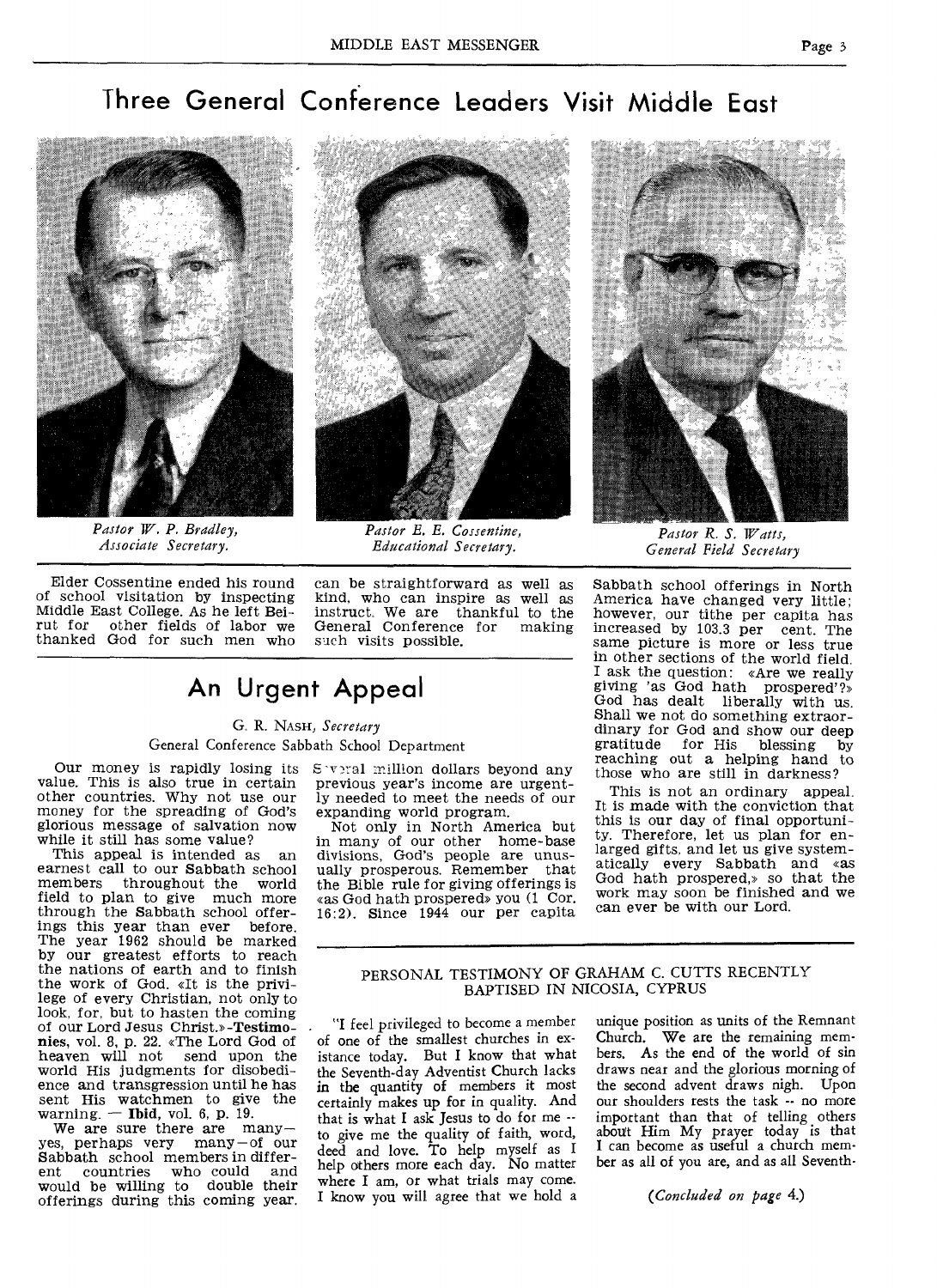# Three General Conference Leaders Visit Middle East

*Pastor W. P. Bradley, Associate Secretary.*

*Pastor E. E. Cossentine, Educational Secretary.*

*Pastor R. S. Watts, General Field Secretary*

Elder Cossentine ended his round of school visitation by inspecting Middle East College. As he left Beirut for other fields of labor we thanked God for such men who can be straightforward as well as kind, who can inspire as well as instruct. We are thankful to the General Conference for making such visits possible.

## An Urgent Appeal

G. R. NASH, *Secretary*
General Conference Sabbath School Department

Our money is rapidly losing its value. This is also true in certain other countries. Why not use our money for the spreading of God's glorious message of salvation now while it still has some value?

This appeal is intended as an earnest call to our Sabbath school members throughout the world field to plan to give much more through the Sabbath school offerings this year than ever before. The year 1962 should be marked by our greatest efforts to reach the nations of earth and to finish the work of God. «It is the privilege of every Christian, not only to look, for, but to hasten the coming of our Lord Jesus Christ.» -**Testimonies**, vol. 8, p. 22. «The Lord God of heaven will not send upon the world His judgments for disobedience and transgression until he has sent His watchmen to give the warning. — **Ibid**, vol. 6, p. 19.

We are sure there are many—yes, perhaps very many—of our Sabbath school members in different countries who could and would be willing to double their offerings during this coming year. Several million dollars beyond any previous year's income are urgently needed to meet the needs of our expanding world program.

Not only in North America but in many of our other home-base divisions, God's people are unusually prosperous. Remember that the Bible rule for giving offerings is «as God hath prospered» you (1 Cor. 16:2). Since 1944 our per capita Sabbath school offerings in North America have changed very little; however, our tithe per capita has increased by 103.3 per cent. The same picture is more or less true in other sections of the world field. I ask the question: «Are we really giving 'as God hath prospered'?» God has dealt liberally with us. Shall we not do something extraordinary for God and show our deep gratitude for His blessing by reaching out a helping hand to those who are still in darkness?

This is not an ordinary appeal. It is made with the conviction that this is our day of final opportunity. Therefore, let us plan for enlarged gifts, and let us give systematically every Sabbath and «as God hath prospered,» so that the work may soon be finished and we can ever be with our Lord.

### PERSONAL TESTIMONY OF GRAHAM C. CUTTS RECENTLY BAPTISED IN NICOSIA, CYPRUS

"I feel privileged to become a member of one of the smallest churches in existance today. But I know that what the Seventh-day Adventist Church lacks in the quantity of members it most certainly makes up for in quality. And that is what I ask Jesus to do for me -- to give me the quality of faith, word, deed and love. To help myself as I help others more each day. No matter where I am, or what trials may come. I know you will agree that we hold a unique position as units of the Remnant Church. We are the remaining members. As the end of the world of sin draws near and the glorious morning of the second advent draws nigh. Upon our shoulders rests the task -- no more important than that of telling others about Him My prayer today is that I can become as useful a church member as all of you are, and as all Seventh-

*(Concluded on page 4.)*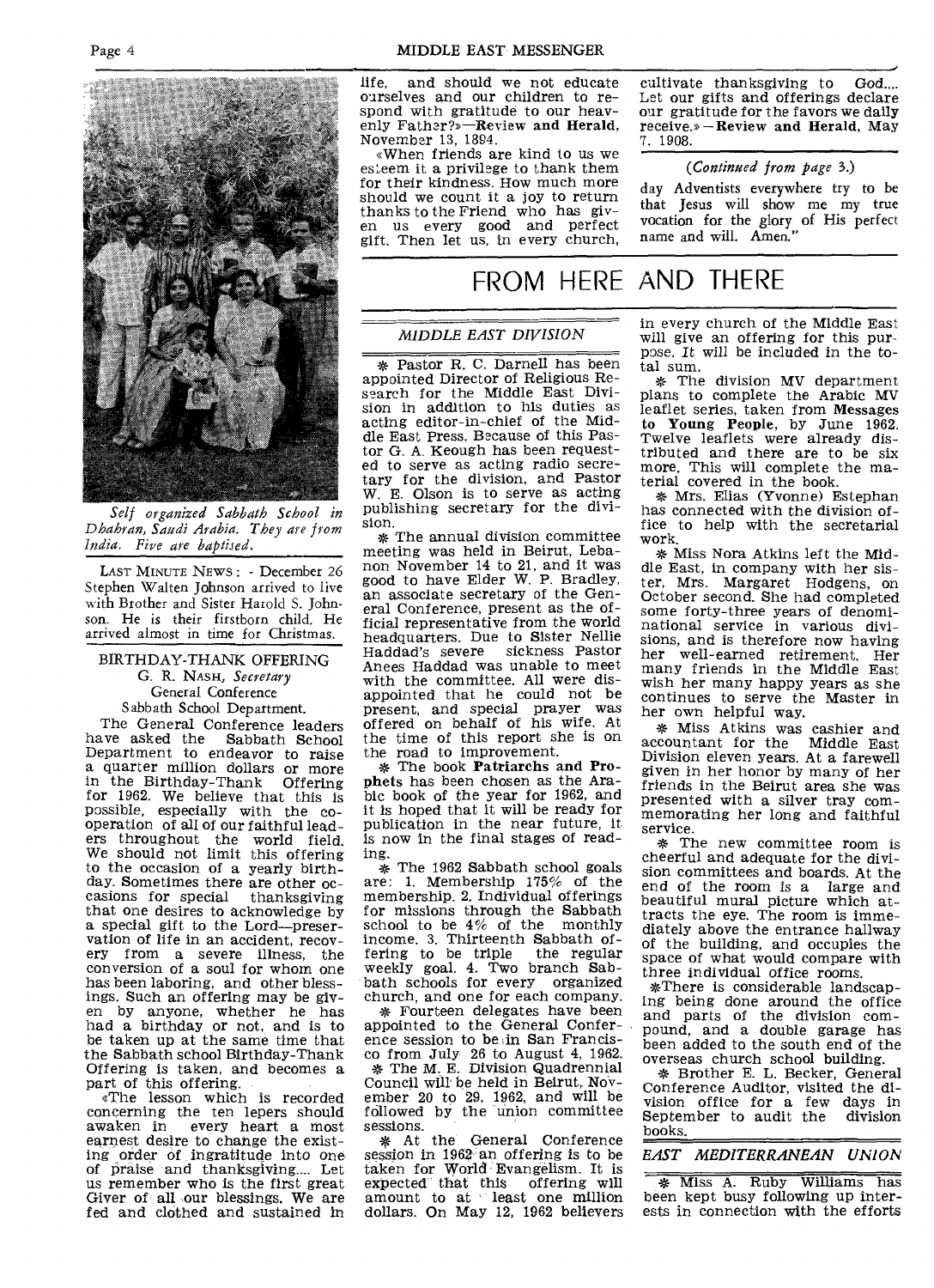*Self organized Sabbath School in Dhahran, Saudi Arabia. They are from India. Five are baptised.*

LAST MINUTE NEWS: - December 26 Stephen Walten Johnson arrived to live with Brother and Sister Harold S. Johnson. He is their firstborn child. He arrived almost in time for Christmas.

## BIRTHDAY-THANK OFFERING

G. R. NASH, *Secretary*
General Conference
Sabbath School Department.

The General Conference leaders have asked the Sabbath School Department to endeavor to raise a quarter million dollars or more in the Birthday-Thank Offering for 1962. We believe that this is possible, especially with the cooperation of all of our faithful leaders throughout the world field. We should not limit this offering to the occasion of a yearly birthday. Sometimes there are other occasions for special thanksgiving that one desires to acknowledge by a special gift to the Lord—preservation of life in an accident, recovery from a severe illness, the conversion of a soul for whom one has been laboring, and other blessings. Such an offering may be given by anyone, whether he has had a birthday or not, and is to be taken up at the same time that the Sabbath school Birthday-Thank Offering is taken, and becomes a part of this offering.

«The lesson which is recorded concerning the ten lepers should awaken in every heart a most earnest desire to change the existing order of ingratitude into one of praise and thanksgiving.... Let us remember who is the first great Giver of all our blessings. We are fed and clothed and sustained in life, and should we not educate ourselves and our children to respond with gratitude to our heavenly Father?»—**Review and Herald**, November 13, 1894.

«When friends are kind to us we esteem it a privilege to thank them for their kindness. How much more should we count it a joy to return thanks to the Friend who has given us every good and perfect gift. Then let us, in every church, cultivate thanksgiving to God.... Let our gifts and offerings declare our gratitude for the favors we daily receive.» —**Review and Herald**, May 7. 1908.

*(Continued from page 3.)*

day Adventists everywhere try to be that Jesus will show me my true vocation for the glory of His perfect name and will. Amen."

# FROM HERE AND THERE

## *MIDDLE EAST DIVISION*

* Pastor R. C. Darnell has been appointed Director of Religious Research for the Middle East Division in addition to his duties as acting editor-in-chief of the Middle East Press. Because of this Pastor G. A. Keough has been requested to serve as acting radio secretary for the division, and Pastor W. E. Olson is to serve as acting publishing secretary for the division.

* The annual division committee meeting was held in Beirut, Lebanon November 14 to 21, and it was good to have Elder W. P. Bradley, an associate secretary of the General Conference, present as the official representative from the world headquarters. Due to Sister Nellie Haddad's severe sickness Pastor Anees Haddad was unable to meet with the committee. All were disappointed that he could not be present, and special prayer was offered on behalf of his wife. At the time of this report she is on the road to improvement.

* The book **Patriarchs and Prophets** has been chosen as the Arabic book of the year for 1962, and it is hoped that it will be ready for publication in the near future, it is now in the final stages of reading.

* The 1962 Sabbath school goals are: 1. Membership 175% of the membership. 2. Individual offerings for missions through the Sabbath school to be 4% of the monthly income. 3. Thirteenth Sabbath offering to be triple the regular weekly goal. 4. Two branch Sabbath schools for every organized church, and one for each company.

* Fourteen delegates have been appointed to the General Conference session to be in San Francisco from July 26 to August 4, 1962.

* The M. E. Division Quadrennial Council will be held in Beirut, November 20 to 29, 1962, and will be followed by the union committee sessions.

* At the General Conference session in 1962 an offering is to be taken for World Evangelism. It is expected that this offering will amount to at least one million dollars. On May 12, 1962 believers in every church of the Middle East will give an offering for this purpose. It will be included in the total sum.

* The division MV department plans to complete the Arabic MV leaflet series, taken from **Messages to Young People**, by June 1962. Twelve leaflets were already distributed and there are to be six more. This will complete the material covered in the book.

* Mrs. Elias (Yvonne) Estephan has connected with the division office to help with the secretarial work.

* Miss Nora Atkins left the Middle East, in company with her sister, Mrs. Margaret Hodgens, on October second. She had completed some forty-three years of denominational service in various divisions, and is therefore now having her well-earned retirement. Her many friends in the Middle East wish her many happy years as she continues to serve the Master in her own helpful way.

* Miss Atkins was cashier and accountant for the Middle East Division eleven years. At a farewell given in her honor by many of her friends in the Beirut area she was presented with a silver tray commemorating her long and faithful service.

* The new committee room is cheerful and adequate for the division committees and boards. At the end of the room is a large and beautiful mural picture which attracts the eye. The room is immediately above the entrance hallway of the building, and occupies the space of what would compare with three individual office rooms.

* There is considerable landscaping being done around the office and parts of the division compound, and a double garage has been added to the south end of the overseas church school building.

* Brother E. L. Becker, General Conference Auditor, visited the division office for a few days in September to audit the division books.

## *EAST MEDITERRANEAN UNION*

* Miss A. Ruby Williams has been kept busy following up interests in connection with the efforts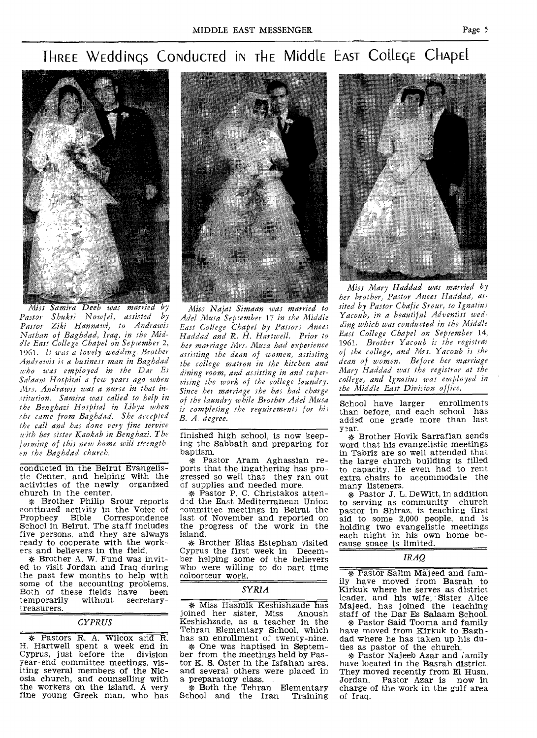# Three Weddings Conducted in the Middle East College Chapel

*Miss Samira Deeb was married by Pastor Shukri Nowfel, assisted by Pastor Ziki Hannawi, to Andrawis Nathan of Baghdad, Iraq, in the Middle East College Chapel on September 2, 1961. It was a lovely wedding. Brother Andrawis is a business man in Baghdad who was employed in the Dar Es Salaam Hospital a few years ago when Mrs. Andrawis was a nurse in that institution. Samira was called to help in the Benghazi Hospital in Libya when she came from Baghdad. She accepted the call and has done very fine service with her sister Kaokab in Benghazi. The forming of this new home will strengthen the Baghdad church.*

*Miss Najat Simaan was married to Adel Musa September 17 in the Middle East College Chapel by Pastors Anees Haddad and R. H. Hartwell. Prior to her marriage Mrs. Musa had experience assisting the dean of women, assisting the college matron in the kitchen and dining room, and assisting in and supervising the work of the college laundry. Since her marriage she has had charge of the laundry while Brother Adel Musa is completing the requirements for his B. A. degree.*

*Miss Mary Haddad was married by her brother, Pastor Anees Haddad, assisted by Pastor Chafic Srour, to Ignatius Yacoub, in a beautiful Adventist wedding which was conducted in the Middle East College Chapel on September 14, 1961. Brother Yacoub is the registrar of the college, and Mrs. Yacoub is the dean of women. Before her marriage Mary Haddad was the registrar at the college, and Ignatius was employed in the Middle East Division office.*

conducted in the Beirut Evangelistic Center, and helping with the activities of the newly organized church in the center.

* Brother Philip Srour reports continued activity in the Voice of Prophecy Bible Correspondence School in Beirut. The staff includes five persons, and they are always ready to cooperate with the workers and believers in the field.

* Brother A. W. Fund was invited to visit Jordan and Iraq during the past few months to help with some of the accounting problems. Both of these fields have been temporarily without secretary-treasurers.

### *CYPRUS*

* Pastors R. A. Wilcox and R. H. Hartwell spent a week end in Cyprus, just before the division year-end committee meetings, visiting several members of the Nicosia church, and counselling with the workers on the island. A very fine young Greek man, who has finished high school, is now keeping the Sabbath and preparing for baptism.

* Pastor Aram Aghassian reports that the ingathering has progressed so well that they ran out of supplies and needed more.

* Pastor P. C. Christakos attended the East Mediterranean Union committee meetings in Beirut the last of November and reported on the progress of the work in the island.

* Brother Elias Estephan visited Cyprus the first week in December helping some of the believers who were willing to do part time colporteur work.

### *SYRIA*

* Miss Hasmik Keshishzade has joined her sister, Miss Anoush Keshishzade, as a teacher in the Tehran Elementary School, which has an enrollment of twenty-nine.

* One was baptised in September from the meetings held by Pastor K. S. Oster in the Isfahan area, and several others were placed in a preparatory class.

* Both the Tehran Elementary School and the Iran Training School have larger enrollments than before, and each school has added one grade more than last year.

* Brother Hovik Sarrafian sends word that his evangelistic meetings in Tabriz are so well attended that the large church building is filled to capacity. He even had to rent extra chairs to accommodate the many listeners.

* Pastor J. L. DeWitt, in addition to serving as community church pastor in Shiraz, is teaching first aid to some 2,000 people, and is holding two evangelistic meetings each night in his own home because space is limited.

### *IRAQ*

* Pastor Salim Majeed and family have moved from Basrah to Kirkuk where he serves as district leader, and his wife, Sister Alice Majeed, has joined the teaching staff of the Dar Es Salaam School.

* Pastor Said Tooma and family have moved from Kirkuk to Baghdad where he has taken up his duties as pastor of the church.

* Pastor Najeeb Azar and family have located in the Basrah district. They moved recently from El Husn, Jordan. Pastor Azar is now in charge of the work in the gulf area of Iraq.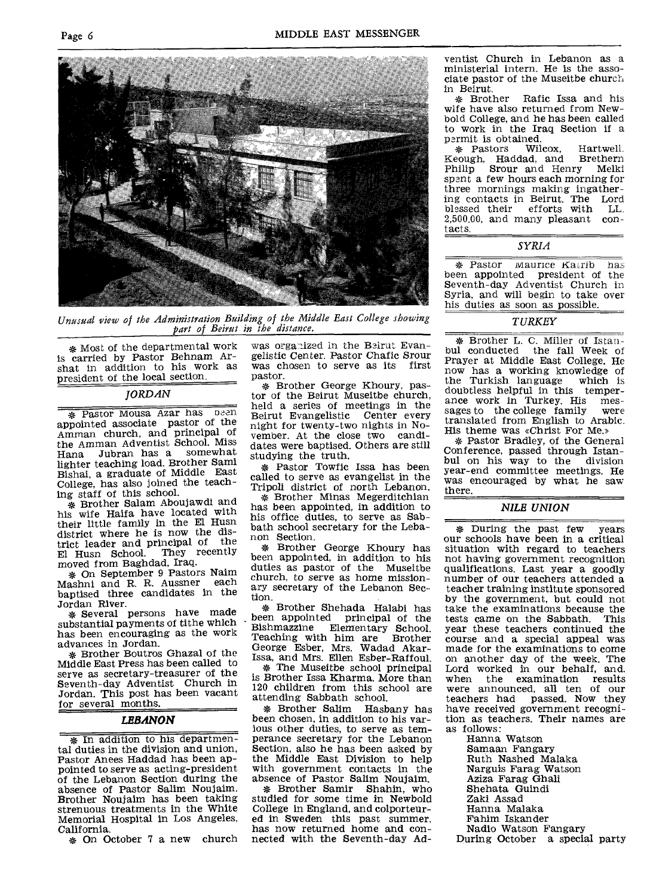*Unusual view of the Administration Building of the Middle East College showing part of Beirut in the distance.*

* Most of the departmental work is carried by Pastor Behnam Arshat in addition to his work as president of the local section.

## JORDAN

* Pastor Mousa Azar has been appointed associate pastor of the Amman church, and principal of the Amman Adventist School. Miss Hana Jubran has a somewhat lighter teaching load. Brother Sami Bishai, a graduate of Middle East College, has also joined the teaching staff of this school.

* Brother Salam Aboujawdi and his wife Haifa have located with their little family in the El Husn district where he is now the district leader and principal of the El Husn School. They recently moved from Baghdad, Iraq.

* On September 9 Pastors Naim Mashni and R. R. Aussner each baptised three candidates in the Jordan River.

* Several persons have made substantial payments of tithe which has been encouraging as the work advances in Jordan.

* Brother Boutros Ghazal of the Middle East Press has been called to serve as secretary-treasurer of the Seventh-day Adventist Church in Jordan. This post has been vacant for several months.

## LEBANON

* In addition to his departmental duties in the division and union, Pastor Anees Haddad has been appointed to serve as acting-president of the Lebanon Section during the absence of Pastor Salim Noujaim. Brother Noujaim has been taking strenuous treatments in the White Memorial Hospital in Los Angeles, California.

* On October 7 a new church was organized in the Beirut Evangelistic Center. Pastor Chafic Srour was chosen to serve as its first pastor.

* Brother George Khoury, pastor of the Beirut Museitbe church, held a series of meetings in the Beirut Evangelistic Center every night for twenty-two nights in November. At the close two candidates were baptised. Others are still studying the truth.

* Pastor Towfic Issa has been called to serve as evangelist in the Tripoli district of north Lebanon.

* Brother Minas Megerditchian has been appointed, in addition to his office duties, to serve as Sabbath school secretary for the Lebanon Section.

* Brother George Khoury has been appointed, in addition to his duties as pastor of the Museitbe church, to serve as home missionary secretary of the Lebanon Section.

* Brother Shehada Halabi has been appointed principal of the Bishmazzine Elementary School. Teaching with him are Brother George Esber, Mrs. Wadad Akar-Issa, and Mrs. Ellen Esber-Raffoul.

* The Museitbe school principal is Brother Issa Kharma. More than 120 children from this school are attending Sabbath school.

* Brother Salim Hasbany has been chosen, in addition to his various other duties, to serve as temperance secretary for the Lebanon Section, also he has been asked by the Middle East Division to help with government contacts in the absence of Pastor Salim Noujaim.

* Brother Samir Shahin, who studied for some time in Newbold College in England, and colporteured in Sweden this past summer, has now returned home and connected with the Seventh-day Adventist Church in Lebanon as a ministerial intern. He is the associate pastor of the Museitbe church in Beirut.

* Brother Rafic Issa and his wife have also returned from Newbold College, and he has been called to work in the Iraq Section if a permit is obtained.

* Pastors Wilcox, Hartwell, Keough, Haddad, and Brethern Philip Srour and Henry Melki spent a few hours each morning for three mornings making ingathering contacts in Beirut. The Lord blessed their efforts with LL. 2,500.00, and many pleasant contacts.

## SYRIA

* Pastor Maurice Katrib has been appointed president of the Seventh-day Adventist Church in Syria, and will begin to take over his duties as soon as possible.

## TURKEY

* Brother L. C. Miller of Istanbul conducted the fall Week of Prayer at Middle East College. He now has a working knowledge of the Turkish language which is doubtless helpful in this temperance work in Turkey. His messages to the college family were translated from English to Arabic. His theme was «Christ For Me.»

* Pastor Bradley, of the General Conference, passed through Istanbul on his way to the division year-end committee meetings. He was encouraged by what he saw there.

## NILE UNION

* During the past few years our schools have been in a critical situation with regard to teachers not having government recognition qualifications. Last year a goodly number of our teachers attended a teacher training institute sponsored by the government, but could not take the examinations because the tests came on the Sabbath. This year these teachers continued the course and a special appeal was made for the examinations to come on another day of the week. The Lord worked in our behalf, and when the examination results were announced, all ten of our teachers had passed. Now they have received government recognition as teachers. Their names are as follows:

Hanna Watson
Samaan Fangary
Ruth Nashed Malaka
Narguis Farag Watson
Aziza Farag Ghali
Shehata Guindi
Zaki Assad
Hanna Malaka
Fahim Iskander
Nadio Watson Fangary

During October a special party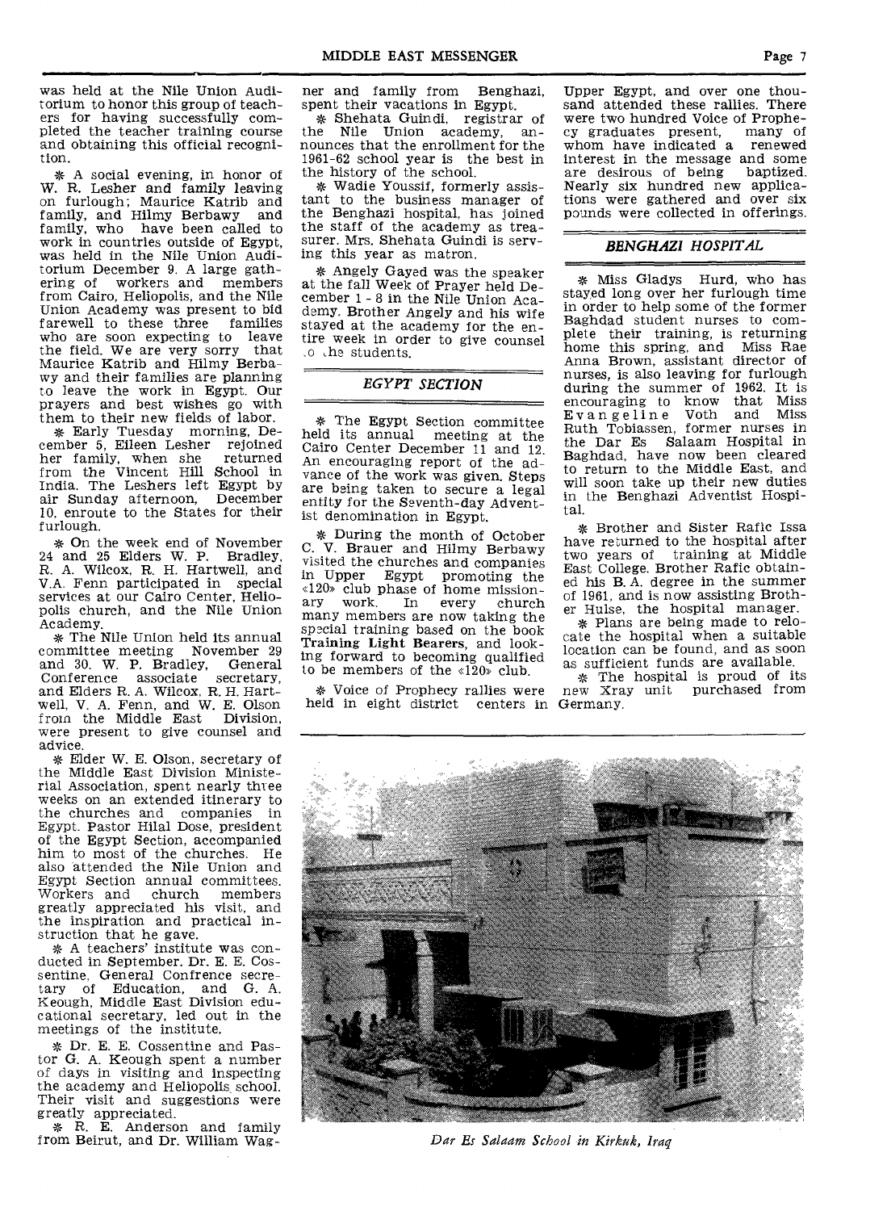was held at the Nile Union Auditorium to honor this group of teachers for having successfully completed the teacher training course and obtaining this official recognition.

* A social evening, in honor of W. R. Lesher and family leaving on furlough; Maurice Katrib and family, and Hilmy Berbawy and family, who have been called to work in countries outside of Egypt, was held in the Nile Union Auditorium December 9. A large gathering of workers and members from Cairo, Heliopolis, and the Nile Union Academy was present to bid farewell to these three families who are soon expecting to leave the field. We are very sorry that Maurice Katrib and Hilmy Berbawy and their families are planning to leave the work in Egypt. Our prayers and best wishes go with them to their new fields of labor.

* Early Tuesday morning, December 5, Eileen Lesher rejoined her family, when she returned from the Vincent Hill School in India. The Leshers left Egypt by air Sunday afternoon, December 10, enroute to the States for their furlough.

* On the week end of November 24 and 25 Elders W. P. Bradley, R. A. Wilcox, R. H. Hartwell, and V.A. Fenn participated in special services at our Cairo Center, Heliopolis church, and the Nile Union Academy.

* The Nile Union held its annual committee meeting November 29 and 30. W. P. Bradley, General Conference associate secretary, and Elders R. A. Wilcox, R. H. Hartwell, V. A. Fenn, and W. E. Olson from the Middle East Division, were present to give counsel and advice.

* Elder W. E. Olson, secretary of the Middle East Division Ministerial Association, spent nearly three weeks on an extended itinerary to the churches and companies in Egypt. Pastor Hilal Dose, president of the Egypt Section, accompanied him to most of the churches. He also attended the Nile Union and Egypt Section annual committees. Workers and church members greatly appreciated his visit, and the inspiration and practical instruction that he gave.

* A teachers' institute was conducted in September. Dr. E. E. Cossentine, General Confrence secretary of Education, and G. A. Keough, Middle East Division educational secretary, led out in the meetings of the institute.

* Dr. E. E. Cossentine and Pastor G. A. Keough spent a number of days in visiting and inspecting the academy and Heliopolis school. Their visit and suggestions were greatly appreciated.

* R. E. Anderson and family from Beirut, and Dr. William Wagner and family from Benghazi, spent their vacations in Egypt.

* Shehata Guindi, registrar of the Nile Union academy, announces that the enrollment for the 1961-62 school year is the best in the history of the school.

* Wadie Youssif, formerly assistant to the business manager of the Benghazi hospital, has joined the staff of the academy as treasurer. Mrs. Shehata Guindi is serving this year as matron.

* Angely Gayed was the speaker at the fall Week of Prayer held December 1 - 8 in the Nile Union Academy. Brother Angely and his wife stayed at the academy for the entire week in order to give counsel to the students.

## *EGYPT SECTION*

* The **Egypt** Section committee held its annual meeting at the Cairo Center December 11 and 12. An encouraging report of the advance of the work was given. Steps are being taken to secure a legal entity for the Seventh-day Adventist denomination in Egypt.

* During the month of October C. V. Brauer and Hilmy Berbawy visited the churches and companies in Upper Egypt promoting the «120» club phase of home missionary work. In every church many members are now taking the special training based on the book **Training Light Bearers**, and looking forward to becoming qualified to be members of the «120» club.

* Voice of Prophecy rallies were held in eight district centers in Upper Egypt, and over one thousand attended these rallies. There were two hundred Voice of Prophecy graduates present, many of whom have indicated a renewed interest in the message and some are desirous of being baptized. Nearly six hundred new applications were gathered and over six pounds were collected in offerings.

## *BENGHAZI HOSPITAL*

* Miss Gladys Hurd, who has stayed long over her furlough time in order to help some of the former Baghdad student nurses to complete their training, is returning home this spring, and Miss Rae Anna Brown, assistant director of nurses, is also leaving for furlough during the summer of 1962. It is encouraging to know that Miss Evangeline Voth and Miss Ruth Tobiassen, former nurses in the Dar Es Salaam Hospital in Baghdad, have now been cleared to return to the Middle East, and will soon take up their new duties in the Benghazi Adventist Hospital.

* Brother and Sister Rafic Issa have returned to the hospital after two years of training at Middle East College. Brother Rafic obtained his B. A. degree in the summer of 1961, and is now assisting Brother Hulse, the hospital manager.

* Plans are being made to relocate the hospital when a suitable location can be found, and as soon as sufficient funds are available.

* The hospital is proud of its new Xray unit purchased from Germany.

*Dar Es Salaam School in Kirkuk, Iraq*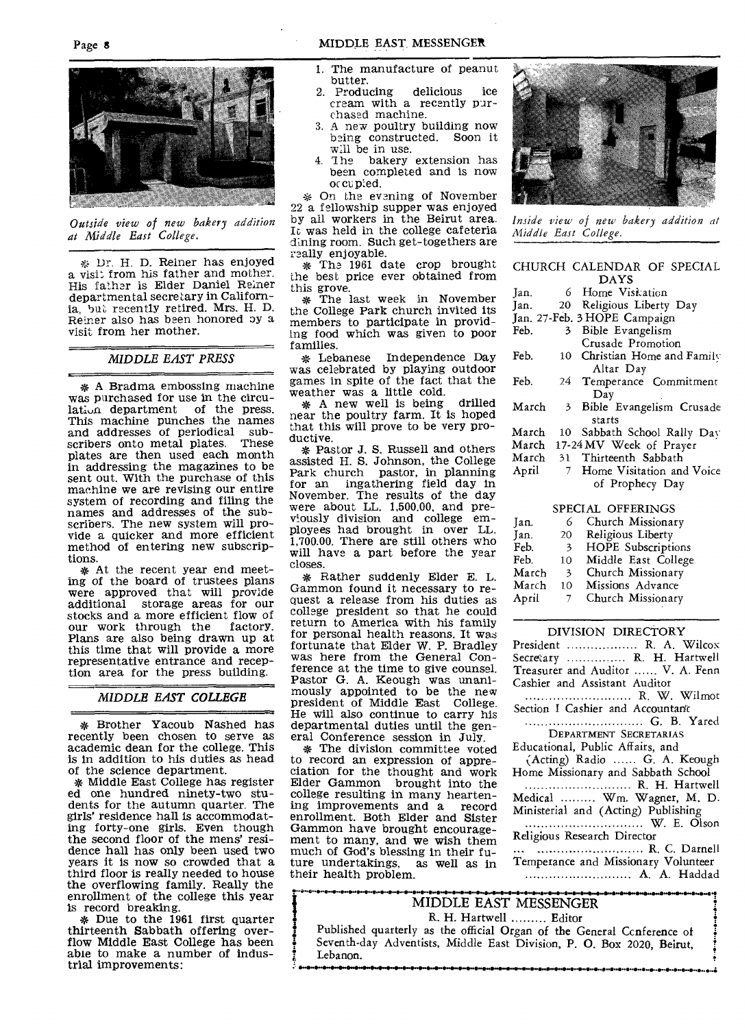*Outside view of new bakery addition at Middle East College.*

* Dr. H. D. Reiner has enjoyed a visit from his father and mother. His father is Elder Daniel Reiner departmental secretary in California, but recently retired. Mrs. H. D. Reiner also has been honored by a visit from her mother.

## MIDDLE EAST PRESS

* A Bradma embossing machine was purchased for use in the circulation department of the press. This machine punches the names and addresses of periodical subscribers onto metal plates. These plates are then used each month in addressing the magazines to be sent out. With the purchase of this machine we are revising our entire system of recording and filing the names and addresses of the subscribers. The new system will provide a quicker and more efficient method of entering new subscriptions.

* At the recent year end meeting of the board of trustees plans were approved that will provide additional storage areas for our stocks and a more efficient flow of our work through the factory. Plans are also being drawn up at this time that will provide a more representative entrance and reception area for the press building.

## MIDDLE EAST COLLEGE

* Brother Yacoub Nashed has recently been chosen to serve as academic dean for the college. This is in addition to his duties as head of the science department.

* Middle East College has registered one hundred ninety-two students for the autumn quarter. The girls' residence hall is accommodating forty-one girls. Even though the second floor of the mens' residence hall has only been used two years it is now so crowded that a third floor is really needed to house the overflowing family. Really the enrollment of the college this year is record breaking.

* Due to the 1961 first quarter thirteenth Sabbath offering overflow Middle East College has been able to make a number of industrial improvements:

1. The manufacture of peanut butter.
2. Producing delicious ice cream with a recently purchased machine.
3. A new poultry building now being constructed. Soon it will be in use.
4. The bakery extension has been completed and is now occupied.

* On the evening of November 22 a fellowship supper was enjoyed by all workers in the Beirut area. It was held in the college cafeteria dining room. Such get-togethers are really enjoyable.

* The 1961 date crop brought the best price ever obtained from this grove.

* The last week in November the College Park church invited its members to participate in providing food which was given to poor families.

* Lebanese Independence Day was celebrated by playing outdoor games in spite of the fact that the weather was a little cold.

* A new well is being drilled near the poultry farm. It is hoped that this will prove to be very productive.

* Pastor J. S. Russell and others assisted H. S. Johnson, the College Park church pastor, in planning for an ingathering field day in November. The results of the day were about LL. 1,500.00, and previously division and college employees had brought in over LL. 1,700.00. There are still others who will have a part before the year closes.

* Rather suddenly Elder E. L. Gammon found it necessary to request a release from his duties as college president so that he could return to America with his family for personal health reasons. It was fortunate that Elder W. P. Bradley was here from the General Conference at the time to give counsel. Pastor G. A. Keough was unanimously appointed to be the new president of Middle East College. He will also continue to carry his departmental duties until the general Conference session in July.

* The division committee voted to record an expression of appreciation for the thought and work Elder Gammon brought into the college resulting in many heartening improvements and a record enrollment. Both Elder and Sister Gammon have brought encouragement to many, and we wish them much of God's blessing in their future undertakings, as well as in their health problem.

*Inside view of new bakery addition at Middle East College.*

## CHURCH CALENDAR OF SPECIAL DAYS

| | | |
|---|---|---|
| Jan. | 6 | Home Visitation |
| Jan. | 20 | Religious Liberty Day |
| Jan. 27-Feb. 3 | | HOPE Campaign |
| Feb. | 3 | Bible Evangelism Crusade Promotion |
| Feb. | 10 | Christian Home and Family Altar Day |
| Feb. | 24 | Temperance Commitment Day |
| March | 3 | Bible Evangelism Crusade starts |
| March | 10 | Sabbath School Rally Day |
| March | 17-24 | MV Week of Prayer |
| March | 31 | Thirteenth Sabbath |
| April | 7 | Home Visitation and Voice of Prophecy Day |

### SPECIAL OFFERINGS

| | | |
|---|---|---|
| Jan. | 6 | Church Missionary |
| Jan. | 20 | Religious Liberty |
| Feb. | 3 | HOPE Subscriptions |
| Feb. | 10 | Middle East College |
| March | 3 | Church Missionary |
| March | 10 | Missions Advance |
| April | 7 | Church Missionary |

## DIVISION DIRECTORY

President .................. R. A. Wilcox
Secretary ............... R. H. Hartwell
Treasurer and Auditor ...... V. A. Fenn
Cashier and Assistant Auditor ............................ R. W. Wilmot
Section I Cashier and Accountant ............................... G. B. Yared

DEPARTMENT SECRETARIAS

Educational, Public Affairs, and (Acting) Radio ...... G. A. Keough
Home Missionary and Sabbath School ............................ R. H. Hartwell
Medical ......... Wm. Wagner, M. D.
Ministerial and (Acting) Publishing ............................... W. E. Olson
Religious Research Director ... ............................ R. C. Darnell
Temperance and Missionary Volunteer ............................ A. A. Haddad

## MIDDLE EAST MESSENGER

R. H. Hartwell ......... Editor

Published quarterly as the official Organ of the General Conference of Seventh-day Adventists, Middle East Division, P. O. Box 2020, Beirut, Lebanon.